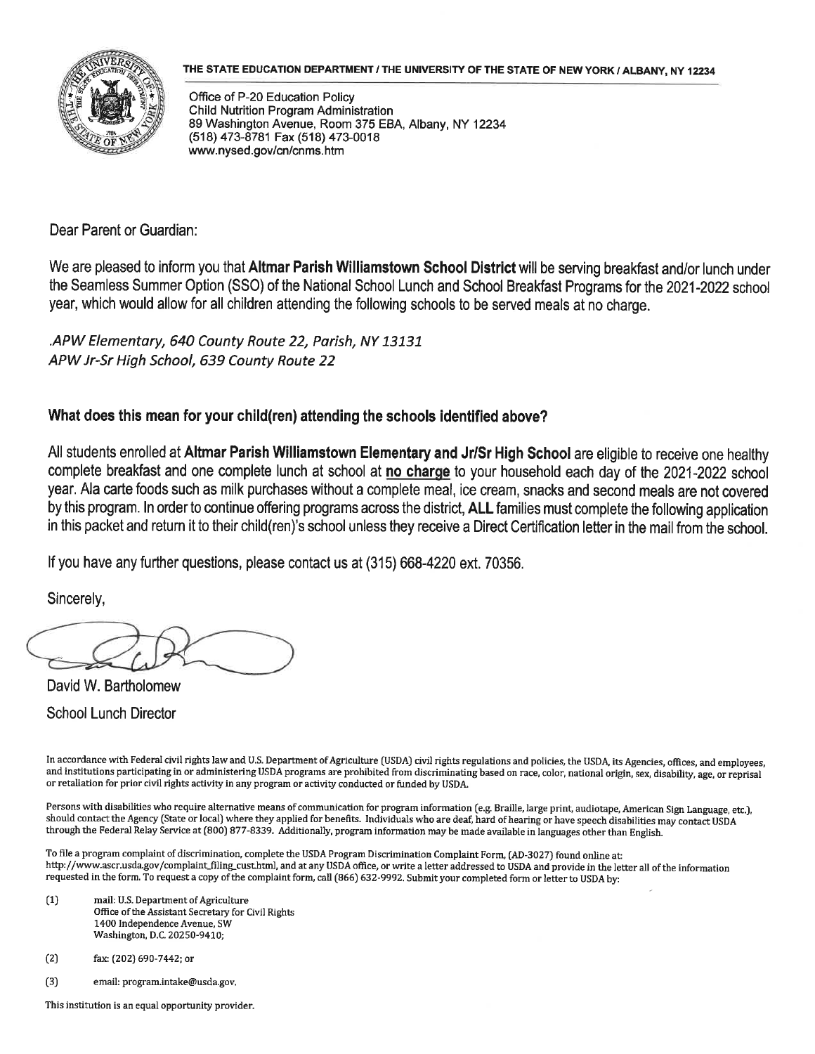**THE STATE EDUCATION DEPARTMENT / THE UNIVERSITY OF THE STATE OF NEW YORK / ALBANY, NY 12234**

Office of P-20 Education Policy
Child Nutrition Program Administration
89 Washington Avenue, Room 375 EBA, Albany, NY 12234
(518) 473-8781 Fax (518) 473-0018
www.nysed.gov/cn/cnms.htm

Dear Parent or Guardian:

We are pleased to inform you that **Altmar Parish Williamstown School District** will be serving breakfast and/or lunch under the Seamless Summer Option (SSO) of the National School Lunch and School Breakfast Programs for the 2021-2022 school year, which would allow for all children attending the following schools to be served meals at no charge.

*.APW Elementary, 640 County Route 22, Parish, NY 13131*
*APW Jr-Sr High School, 639 County Route 22*

### What does this mean for your child(ren) attending the schools identified above?

All students enrolled at **Altmar Parish Williamstown Elementary and Jr/Sr High School** are eligible to receive one healthy complete breakfast and one complete lunch at school at **no charge** to your household each day of the 2021-2022 school year. Ala carte foods such as milk purchases without a complete meal, ice cream, snacks and second meals are not covered by this program. In order to continue offering programs across the district, **ALL** families must complete the following application in this packet and return it to their child(ren)'s school unless they receive a Direct Certification letter in the mail from the school.

If you have any further questions, please contact us at (315) 668-4220 ext. 70356.

Sincerely,

David W. Bartholomew
School Lunch Director

In accordance with Federal civil rights law and U.S. Department of Agriculture (USDA) civil rights regulations and policies, the USDA, its Agencies, offices, and employees, and institutions participating in or administering USDA programs are prohibited from discriminating based on race, color, national origin, sex, disability, age, or reprisal or retaliation for prior civil rights activity in any program or activity conducted or funded by USDA.

Persons with disabilities who require alternative means of communication for program information (e.g. Braille, large print, audiotape, American Sign Language, etc.), should contact the Agency (State or local) where they applied for benefits. Individuals who are deaf, hard of hearing or have speech disabilities may contact USDA through the Federal Relay Service at (800) 877-8339. Additionally, program information may be made available in languages other than English.

To file a program complaint of discrimination, complete the USDA Program Discrimination Complaint Form, (AD-3027) found online at: http://www.ascr.usda.gov/complaint_filing_cust.html, and at any USDA office, or write a letter addressed to USDA and provide in the letter all of the information requested in the form. To request a copy of the complaint form, call (866) 632-9992. Submit your completed form or letter to USDA by:

(1) mail: U.S. Department of Agriculture
Office of the Assistant Secretary for Civil Rights
1400 Independence Avenue, SW
Washington, D.C. 20250-9410;

(2) fax: (202) 690-7442; or

(3) email: program.intake@usda.gov.

This institution is an equal opportunity provider.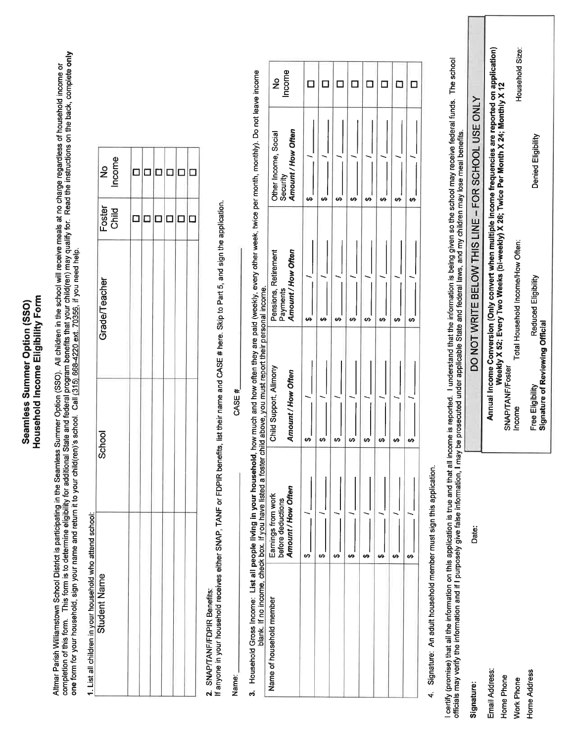# Seamless Summer Option (SSO)
## Household Income Eligibility Form

Altmar Parish Williamstown School District is participating in the Seamless Summer Option (SSO). All children in the school will receive meals at no charge regardless of household income or completion of this form. This form is to determine eligibility for additional State and federal program benefits that your child(ren) may qualify for. Read the instructions on the back, complete **only one** form for your household, sign your name and return it to your child(ren)'s school. Call (315) 668-4220 ext. 70356, if you need help.

**1.** List all children in your household who attend school:

| Student Name | School | Grade/Teacher | Foster Child | No Income |
|---|---|---|---|---|
| | | | ☐ | ☐ |
| | | | ☐ | ☐ |
| | | | ☐ | ☐ |
| | | | ☐ | ☐ |
| | | | ☐ | ☐ |
| | | | ☐ | ☐ |

**2.** SNAP/TANF/FDPIR Benefits:
If anyone in your household receives either SNAP, TANF or FDPIR benefits, list their name and CASE # here. Skip to Part 5, and sign the application.

Name: ____________ CASE # ____________

**3.** Household Gross Income: **List all people living in your household**, how much and how often they are paid (weekly, every other week, twice per month, monthly). Do not leave income blank. If no income, check box. If you have listed a foster child above, you must report their personal income.

| Name of household member | Earnings from work before deductions *Amount / How Often* | Child Support, Alimony *Amount / How Often* | Pensions, Retirement Payments *Amount / How Often* | Other Income, Social Security *Amount / How Often* | No Income |
|---|---|---|---|---|---|
| | $ ____ / ____ | $ ____ / ____ | $ ____ / ____ | $ ____ / ____ | ☐ |
| | $ ____ / ____ | $ ____ / ____ | $ ____ / ____ | $ ____ / ____ | ☐ |
| | $ ____ / ____ | $ ____ / ____ | $ ____ / ____ | $ ____ / ____ | ☐ |
| | $ ____ / ____ | $ ____ / ____ | $ ____ / ____ | $ ____ / ____ | ☐ |
| | $ ____ / ____ | $ ____ / ____ | $ ____ / ____ | $ ____ / ____ | ☐ |
| | $ ____ / ____ | $ ____ / ____ | $ ____ / ____ | $ ____ / ____ | ☐ |
| | $ ____ / ____ | $ ____ / ____ | $ ____ / ____ | $ ____ / ____ | ☐ |
| | $ ____ / ____ | $ ____ / ____ | $ ____ / ____ | $ ____ / ____ | ☐ |

**4.** Signature: An adult household member must sign this application.

I certify (promise) that all the information on this application is true and that all income is reported. I understand that the information is being given so the school may receive federal funds. The school officials may verify the information and if I purposely give false information, I may be prosecuted under applicable State and federal laws, and my children may lose meal benefits.

**Signature:** ____________ Date: ____________

Email Address:

Home Phone

Work Phone

Home Address

### DO NOT WRITE BELOW THIS LINE – FOR SCHOOL USE ONLY

**Annual Income Conversion (Only convert when multiple income frequencies are reported on application) Weekly X 52; Every Two Weeks (bi-weekly) X 26; Twice Per Month X 24; Monthly X 12**

SNAP/TANF/Foster Income    Total Household Income/How Often:    Household Size:

Free Eligibility    Reduced Eligibility    Denied Eligibility

**Signature of Reviewing Official**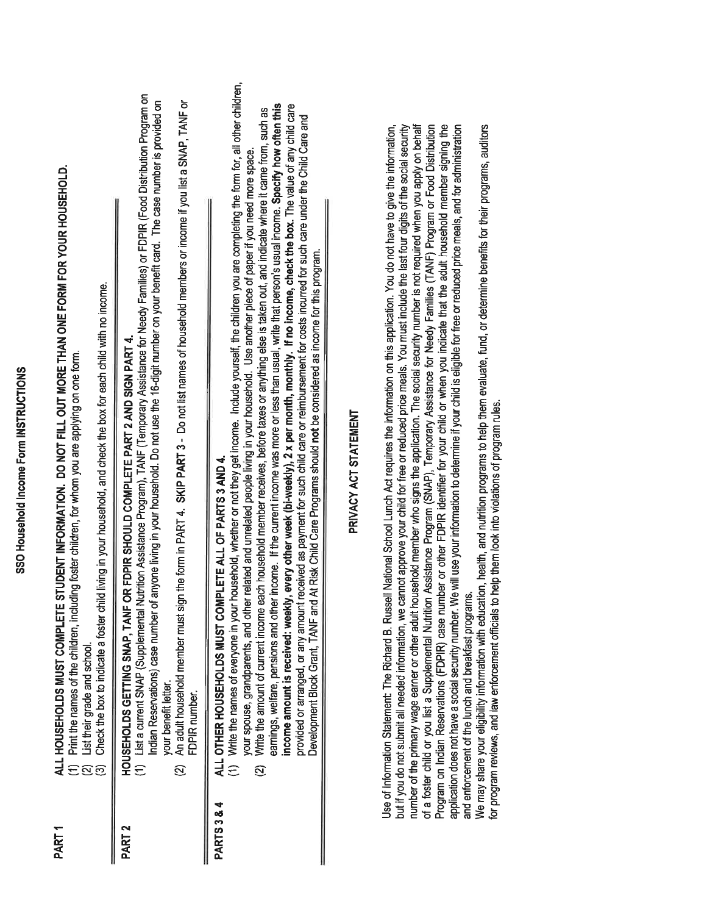# SSO Household Income Form INSTRUCTIONS

**PART 1**

**ALL HOUSEHOLDS MUST COMPLETE STUDENT INFORMATION. DO NOT FILL OUT MORE THAN ONE FORM FOR YOUR HOUSEHOLD.**

(1) Print the names of the children, including foster children, for whom you are applying on one form.
(2) List their grade and school.
(3) Check the box to indicate a foster child living in your household, and check the box for each child with no income.

**PART 2**

**HOUSEHOLDS GETTING SNAP, TANF OR FDPIR SHOULD COMPLETE PART 2 AND SIGN PART 4.**

(1) List a current SNAP (Supplemental Nutrition Assistance Program), TANF (Temporary Assistance for Needy Families) or FDPIR (Food Distribution Program on Indian Reservations) case number of anyone living in your household. Do not use the 16-digit number on your benefit card. The case number is provided on your benefit letter.
(2) An adult household member must sign the form in PART 4. **SKIP PART 3** - Do not list names of household members or income if you list a SNAP, TANF or FDPIR number.

**PARTS 3 & 4**

**ALL OTHER HOUSEHOLDS MUST COMPLETE ALL OF PARTS 3 AND 4.**

(1) Write the names of everyone in your household, whether or not they get income. Include yourself, the children you are completing the form for, all other children, your spouse, grandparents, and other related and unrelated people living in your household. Use another piece of paper if you need more space.
(2) Write the amount of current income each household member receives, before taxes or anything else is taken out, and indicate where it came from, such as earnings, welfare, pensions and other income. If the current income was more or less than usual, write that person's usual income. **Specify how often this income amount is received: weekly, every other week (bi-weekly), 2 x per month, monthly. If no income, check the box.** The value of any child care provided or arranged, or any amount received as payment for such child care or reimbursement for costs incurred for such care under the Child Care and Development Block Grant, TANF and At Risk Child Care Programs should **not** be considered as income for this program.

## PRIVACY ACT STATEMENT

Use of Information Statement: The Richard B. Russell National School Lunch Act requires the information on this application. You do not have to give the information, but if you do not submit all needed information, we cannot approve your child for free or reduced price meals. You must include the last four digits of the social security number of the primary wage earner or other adult household member who signs the application. The social security number is not required when you apply on behalf of a foster child or you list a Supplemental Nutrition Assistance Program (SNAP), Temporary Assistance for Needy Families (TANF) Program or Food Distribution Program on Indian Reservations (FDPIR) case number or other FDPIR identifier for your child or when you indicate that the adult household member signing the application does not have a social security number. We will use your information to determine if your child is eligible for free or reduced price meals, and for administration and enforcement of the lunch and breakfast programs.

We may share your eligibility information with education, health, and nutrition programs to help them evaluate, fund, or determine benefits for their programs, auditors for program reviews, and law enforcement officials to help them look into violations of program rules.